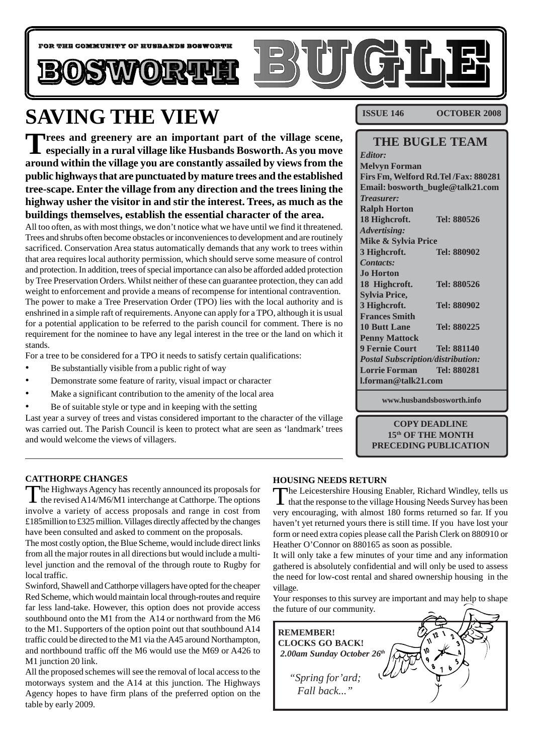FOR THE COMMUNITY OF HUSBANDS BOSWORTH

# BOSWORTH BUGLE

**ISSUE 146 OCTOBER 2008**

# SAVING THE VIEW

**Trees and greenery are an important part of the village scene, especially in a rural village like Husbands Bosworth. As you move around within the village you are constantly assailed by views from the public highways that are punctuated by mature trees and the established tree-scape. Enter the village from any direction and the trees lining the highway usher the visitor in and stir the interest. Trees, as much as the buildings themselves, establish the essential character of the area.**

All too often, as with most things, we don't notice what we have until we find it threatened. Trees and shrubs often become obstacles or inconveniences to development and are routinely sacrificed. Conservation Area status automatically demands that any work to trees within that area requires local authority permission, which should serve some measure of control and protection. In addition, trees of special importance can also be afforded added protection by Tree Preservation Orders. Whilst neither of these can guarantee protection, they can add weight to enforcement and provide a means of recompense for intentional contravention.

The power to make a Tree Preservation Order (TPO) lies with the local authority and is enshrined in a simple raft of requirements. Anyone can apply for a TPO, although it is usual for a potential application to be referred to the parish council for comment. There is no requirement for the nominee to have any legal interest in the tree or the land on which it stands.

For a tree to be considered for a TPO it needs to satisfy certain qualifications:

- Be substantially visible from a public right of way
- Demonstrate some feature of rarity, visual impact or character
- Make a significant contribution to the amenity of the local area
- Be of suitable style or type and in keeping with the setting

Last year a survey of trees and vistas considered important to the character of the village was carried out. The Parish Council is keen to protect what are seen as 'landmark' trees and would welcome the views of villagers.

## THE BUGLE TEAM

*Editor:*
**Melvyn Forman**
**Firs Fm, Welford Rd.Tel /Fax: 880281**
**Email: bosworth_bugle@talk21.com**

*Treasurer:*
**Ralph Horton**
**18 Highcroft. Tel: 880526**

*Advertising:*
**Mike & Sylvia Price**
**3 Highcroft. Tel: 880902**

*Contacts:*
**Jo Horton**
**18 Highcroft. Tel: 880526**
**Sylvia Price,**
**3 Highcroft. Tel: 880902**
**Frances Smith**
**10 Butt Lane Tel: 880225**
**Penny Mattock**
**9 Fernie Court Tel: 881140**

*Postal Subscription/distribution:*
**Lorrie Forman Tel: 880281**
**l.forman@talk21.com**

**www.husbandsbosworth.info**

**COPY DEADLINE**
**15th OF THE MONTH**
**PRECEDING PUBLICATION**

### CATTHORPE CHANGES

The Highways Agency has recently announced its proposals for the revised A14/M6/M1 interchange at Catthorpe. The options involve a variety of access proposals and range in cost from £185million to £325 million. Villages directly affected by the changes have been consulted and asked to comment on the proposals.

The most costly option, the Blue Scheme, would include direct links from all the major routes in all directions but would include a multi-level junction and the removal of the through route to Rugby for local traffic.

Swinford, Shawell and Catthorpe villagers have opted for the cheaper Red Scheme, which would maintain local through-routes and require far less land-take. However, this option does not provide access southbound onto the M1 from the A14 or northward from the M6 to the M1. Supporters of the option point out that southbound A14 traffic could be directed to the M1 via the A45 around Northampton, and northbound traffic off the M6 would use the M69 or A426 to M1 junction 20 link.

All the proposed schemes will see the removal of local access to the motorways system and the A14 at this junction. The Highways Agency hopes to have firm plans of the preferred option on the table by early 2009.

### HOUSING NEEDS RETURN

The Leicestershire Housing Enabler, Richard Windley, tells us that the response to the village Housing Needs Survey has been very encouraging, with almost 180 forms returned so far. If you haven't yet returned yours there is still time. If you have lost your form or need extra copies please call the Parish Clerk on 880910 or Heather O'Connor on 880165 as soon as possible.

It will only take a few minutes of your time and any information gathered is absolutely confidential and will only be used to assess the need for low-cost rental and shared ownership housing in the village.

Your responses to this survey are important and may help to shape the future of our community.

**REMEMBER!**
**CLOCKS GO BACK!**
***2.00am Sunday October 26th***

*"Spring for'ard; Fall back..."*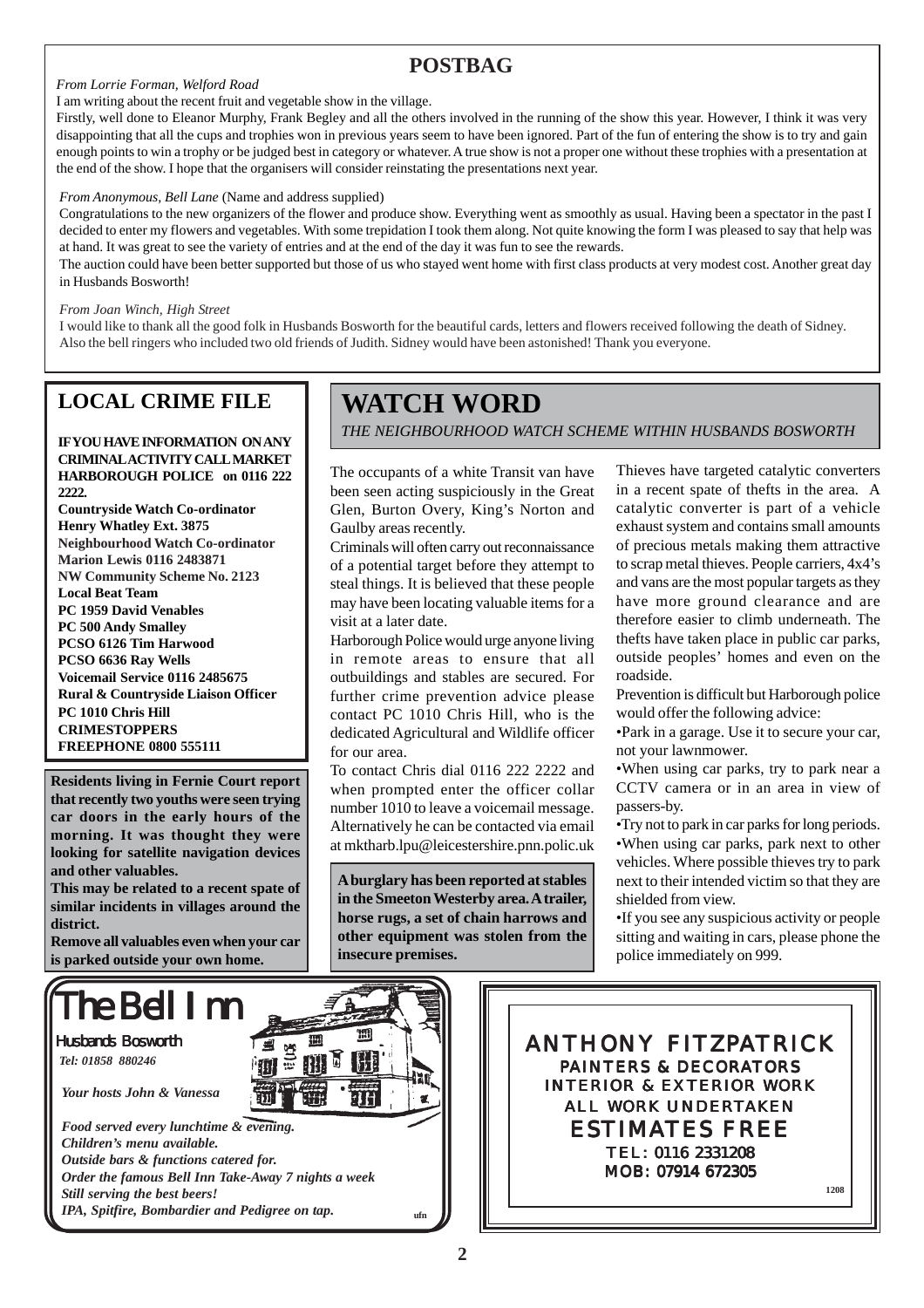## POSTBAG

*From Lorrie Forman, Welford Road*

I am writing about the recent fruit and vegetable show in the village.

Firstly, well done to Eleanor Murphy, Frank Begley and all the others involved in the running of the show this year. However, I think it was very disappointing that all the cups and trophies won in previous years seem to have been ignored. Part of the fun of entering the show is to try and gain enough points to win a trophy or be judged best in category or whatever. A true show is not a proper one without these trophies with a presentation at the end of the show. I hope that the organisers will consider reinstating the presentations next year.

*From Anonymous, Bell Lane* (Name and address supplied)

Congratulations to the new organizers of the flower and produce show. Everything went as smoothly as usual. Having been a spectator in the past I decided to enter my flowers and vegetables. With some trepidation I took them along. Not quite knowing the form I was pleased to say that help was at hand. It was great to see the variety of entries and at the end of the day it was fun to see the rewards.

The auction could have been better supported but those of us who stayed went home with first class products at very modest cost. Another great day in Husbands Bosworth!

*From Joan Winch, High Street*

I would like to thank all the good folk in Husbands Bosworth for the beautiful cards, letters and flowers received following the death of Sidney. Also the bell ringers who included two old friends of Judith. Sidney would have been astonished! Thank you everyone.

## LOCAL CRIME FILE

**IF YOU HAVE INFORMATION ON ANY CRIMINAL ACTIVITY CALL MARKET HARBOROUGH POLICE on 0116 222 2222.**

**Countryside Watch Co-ordinator**
**Henry Whatley Ext. 3875**
**Neighbourhood Watch Co-ordinator**
**Marion Lewis 0116 2483871**
**NW Community Scheme No. 2123**
**Local Beat Team**
**PC 1959 David Venables**
**PC 500 Andy Smalley**
**PCSO 6126 Tim Harwood**
**PCSO 6636 Ray Wells**
**Voicemail Service 0116 2485675**
**Rural & Countryside Liaison Officer**
**PC 1010 Chris Hill**
**CRIMESTOPPERS**
**FREEPHONE 0800 555111**

**Residents living in Fernie Court report that recently two youths were seen trying car doors in the early hours of the morning. It was thought they were looking for satellite navigation devices and other valuables.**

**This may be related to a recent spate of similar incidents in villages around the district.**

**Remove all valuables even when your car is parked outside your own home.**

## WATCH WORD

*THE NEIGHBOURHOOD WATCH SCHEME WITHIN HUSBANDS BOSWORTH*

The occupants of a white Transit van have been seen acting suspiciously in the Great Glen, Burton Overy, King's Norton and Gaulby areas recently.

Criminals will often carry out reconnaissance of a potential target before they attempt to steal things. It is believed that these people may have been locating valuable items for a visit at a later date.

Harborough Police would urge anyone living in remote areas to ensure that all outbuildings and stables are secured. For further crime prevention advice please contact PC 1010 Chris Hill, who is the dedicated Agricultural and Wildlife officer for our area.

To contact Chris dial 0116 222 2222 and when prompted enter the officer collar number 1010 to leave a voicemail message. Alternatively he can be contacted via email at mktharb.lpu@leicestershire.pnn.polic.uk

**A burglary has been reported at stables in the Smeeton Westerby area. A trailer, horse rugs, a set of chain harrows and other equipment was stolen from the insecure premises.**

Thieves have targeted catalytic converters in a recent spate of thefts in the area. A catalytic converter is part of a vehicle exhaust system and contains small amounts of precious metals making them attractive to scrap metal thieves. People carriers, 4x4's and vans are the most popular targets as they have more ground clearance and are therefore easier to climb underneath. The thefts have taken place in public car parks, outside peoples' homes and even on the roadside.

Prevention is difficult but Harborough police would offer the following advice:

- Park in a garage. Use it to secure your car, not your lawnmower.
- When using car parks, try to park near a CCTV camera or in an area in view of passers-by.
- Try not to park in car parks for long periods.
- When using car parks, park next to other vehicles. Where possible thieves try to park next to their intended victim so that they are shielded from view.
- If you see any suspicious activity or people sitting and waiting in cars, please phone the police immediately on 999.

---

# The Bell Inn

Husbands Bosworth

*Tel: 01858 880246*

*Your hosts John & Vanessa*

***Food served every lunchtime & evening.***
***Children's menu available.***
***Outside bars & functions catered for.***
***Order the famous Bell Inn Take-Away 7 nights a week***
***Still serving the best beers!***
***IPA, Spitfire, Bombardier and Pedigree on tap.***

ufn

---

ANTHONY FITZPATRICK
PAINTERS & DECORATORS
INTERIOR & EXTERIOR WORK
ALL WORK UNDERTAKEN
ESTIMATES FREE
TEL: 0116 2331208
MOB: 07914 672305

1208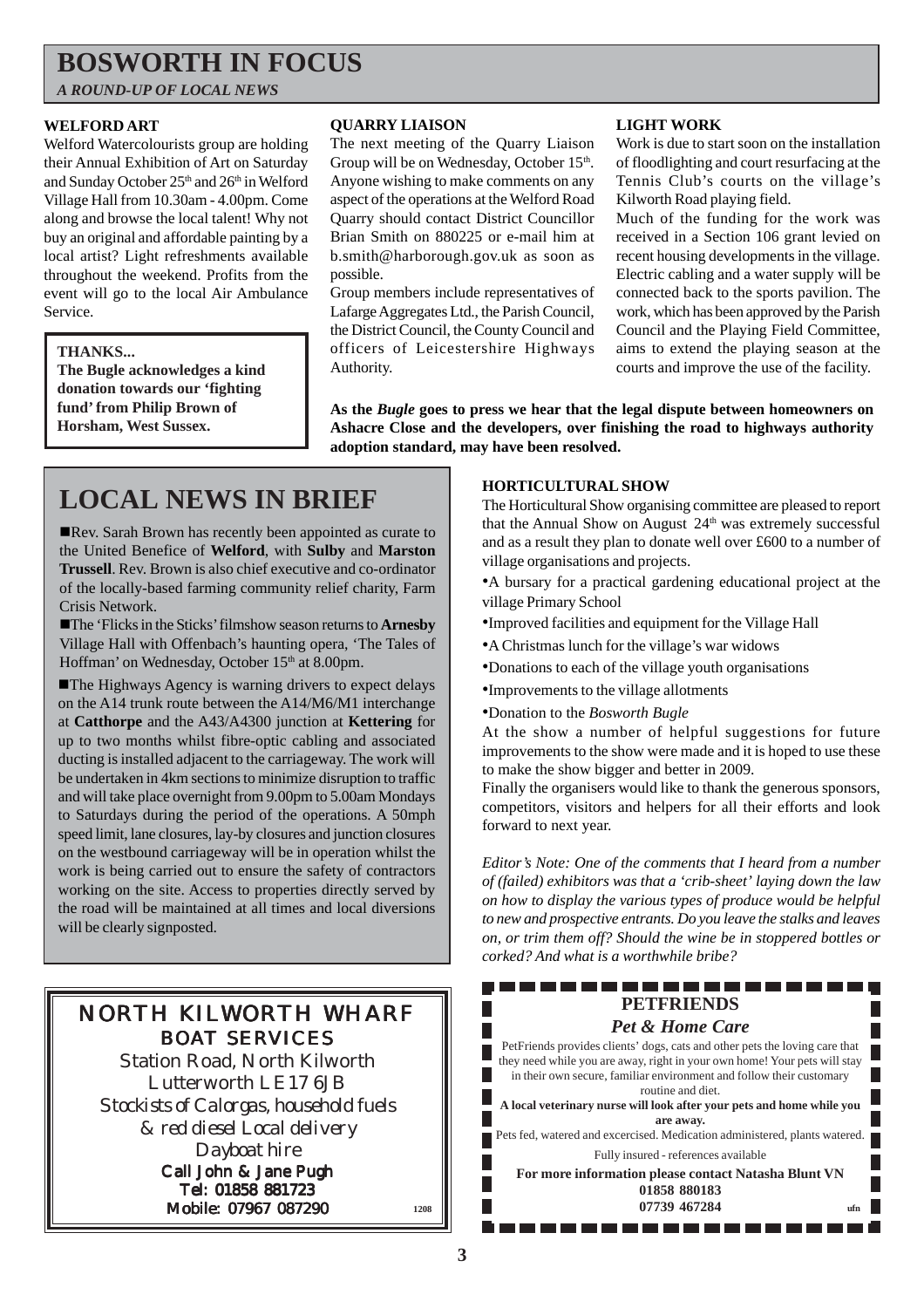# BOSWORTH IN FOCUS

*A ROUND-UP OF LOCAL NEWS*

### WELFORD ART

Welford Watercolourists group are holding their Annual Exhibition of Art on Saturday and Sunday October 25th and 26th in Welford Village Hall from 10.30am - 4.00pm. Come along and browse the local talent! Why not buy an original and affordable painting by a local artist? Light refreshments available throughout the weekend. Profits from the event will go to the local Air Ambulance Service.

**THANKS...**

**The Bugle acknowledges a kind donation towards our 'fighting fund' from Philip Brown of Horsham, West Sussex.**

### QUARRY LIAISON

The next meeting of the Quarry Liaison Group will be on Wednesday, October 15th. Anyone wishing to make comments on any aspect of the operations at the Welford Road Quarry should contact District Councillor Brian Smith on 880225 or e-mail him at b.smith@harborough.gov.uk as soon as possible.

Group members include representatives of Lafarge Aggregates Ltd., the Parish Council, the District Council, the County Council and officers of Leicestershire Highways Authority.

### LIGHT WORK

Work is due to start soon on the installation of floodlighting and court resurfacing at the Tennis Club's courts on the village's Kilworth Road playing field.

Much of the funding for the work was received in a Section 106 grant levied on recent housing developments in the village. Electric cabling and a water supply will be connected back to the sports pavilion. The work, which has been approved by the Parish Council and the Playing Field Committee, aims to extend the playing season at the courts and improve the use of the facility.

**As the *Bugle* goes to press we hear that the legal dispute between homeowners on Ashacre Close and the developers, over finishing the road to highways authority adoption standard, may have been resolved.**

## LOCAL NEWS IN BRIEF

- Rev. Sarah Brown has recently been appointed as curate to the United Benefice of **Welford**, with **Sulby** and **Marston Trussell**. Rev. Brown is also chief executive and co-ordinator of the locally-based farming community relief charity, Farm Crisis Network.
- The 'Flicks in the Sticks' filmshow season returns to **Arnesby** Village Hall with Offenbach's haunting opera, 'The Tales of Hoffman' on Wednesday, October 15th at 8.00pm.
- The Highways Agency is warning drivers to expect delays on the A14 trunk route between the A14/M6/M1 interchange at **Catthorpe** and the A43/A4300 junction at **Kettering** for up to two months whilst fibre-optic cabling and associated ducting is installed adjacent to the carriageway. The work will be undertaken in 4km sections to minimize disruption to traffic and will take place overnight from 9.00pm to 5.00am Mondays to Saturdays during the period of the operations. A 50mph speed limit, lane closures, lay-by closures and junction closures on the westbound carriageway will be in operation whilst the work is being carried out to ensure the safety of contractors working on the site. Access to properties directly served by the road will be maintained at all times and local diversions will be clearly signposted.

### HORTICULTURAL SHOW

The Horticultural Show organising committee are pleased to report that the Annual Show on August 24th was extremely successful and as a result they plan to donate well over £600 to a number of village organisations and projects.

- A bursary for a practical gardening educational project at the village Primary School
- Improved facilities and equipment for the Village Hall
- A Christmas lunch for the village's war widows
- Donations to each of the village youth organisations
- Improvements to the village allotments
- Donation to the *Bosworth Bugle*

At the show a number of helpful suggestions for future improvements to the show were made and it is hoped to use these to make the show bigger and better in 2009.

Finally the organisers would like to thank the generous sponsors, competitors, visitors and helpers for all their efforts and look forward to next year.

*Editor's Note: One of the comments that I heard from a number of (failed) exhibitors was that a 'crib-sheet' laying down the law on how to display the various types of produce would be helpful to new and prospective entrants. Do you leave the stalks and leaves on, or trim them off? Should the wine be in stoppered bottles or corked? And what is a worthwhile bribe?*

---

**NORTH KILWORTH WHARF BOAT SERVICES**

Station Road, North Kilworth
Lutterworth LE17 6JB

*Stockists of Calorgas, household fuels & red diesel Local delivery*

*Dayboat hire*

**Call John & Jane Pugh**
**Tel: 01858 881723**
**Mobile: 07967 087290**

1208

---

**PETFRIENDS**

***Pet & Home Care***

PetFriends provides clients' dogs, cats and other pets the loving care that they need while you are away, right in your own home! Your pets will stay in their own secure, familiar environment and follow their customary routine and diet.

**A local veterinary nurse will look after your pets and home while you are away.**

Pets fed, watered and excercised. Medication administered, plants watered.

Fully insured - references available

**For more information please contact Natasha Blunt VN**
**01858 880183**
**07739 467284**

ufn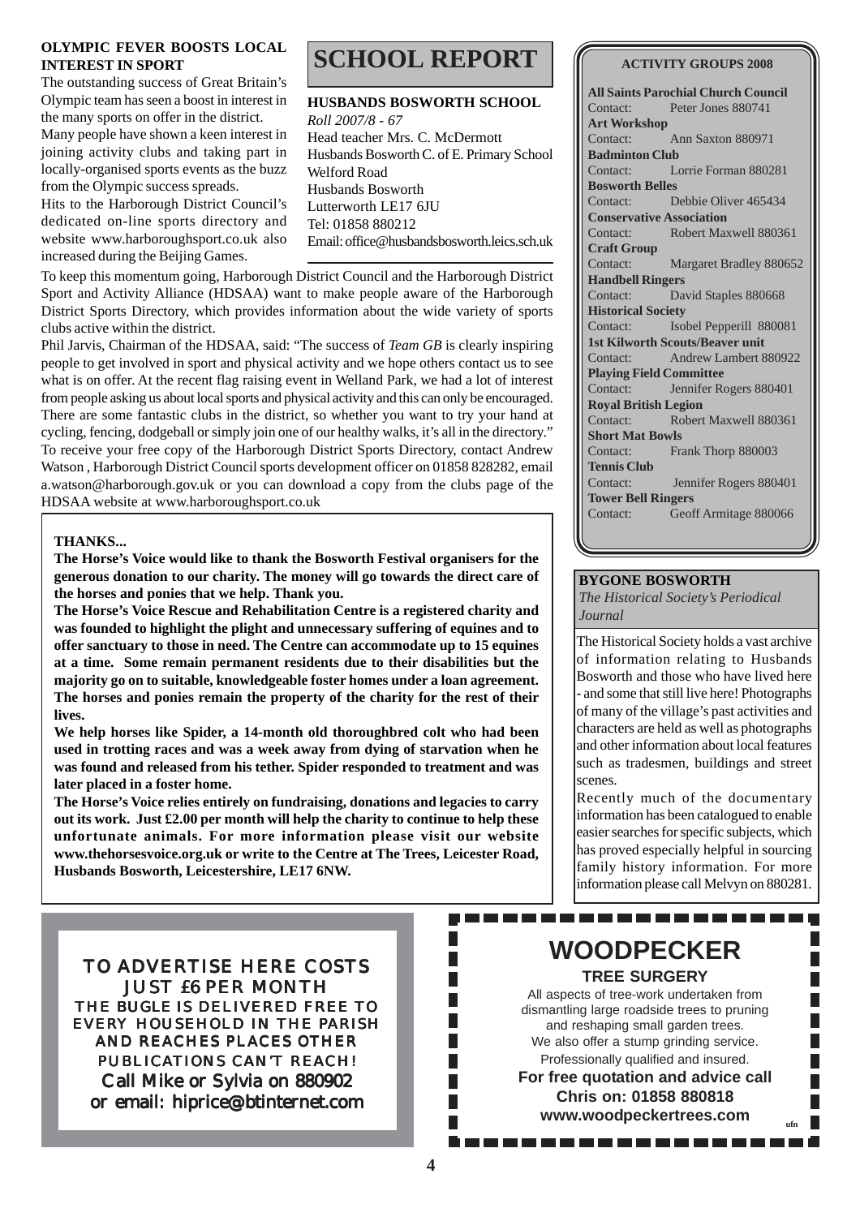**OLYMPIC FEVER BOOSTS LOCAL INTEREST IN SPORT**

The outstanding success of Great Britain's Olympic team has seen a boost in interest in the many sports on offer in the district.

Many people have shown a keen interest in joining activity clubs and taking part in locally-organised sports events as the buzz from the Olympic success spreads.

Hits to the Harborough District Council's dedicated on-line sports directory and website www.harboroughsport.co.uk also increased during the Beijing Games.

To keep this momentum going, Harborough District Council and the Harborough District Sport and Activity Alliance (HDSAA) want to make people aware of the Harborough District Sports Directory, which provides information about the wide variety of sports clubs active within the district.

Phil Jarvis, Chairman of the HDSAA, said: "The success of *Team GB* is clearly inspiring people to get involved in sport and physical activity and we hope others contact us to see what is on offer. At the recent flag raising event in Welland Park, we had a lot of interest from people asking us about local sports and physical activity and this can only be encouraged. There are some fantastic clubs in the district, so whether you want to try your hand at cycling, fencing, dodgeball or simply join one of our healthy walks, it's all in the directory."

To receive your free copy of the Harborough District Sports Directory, contact Andrew Watson , Harborough District Council sports development officer on 01858 828282, email a.watson@harborough.gov.uk or you can download a copy from the clubs page of the HDSAA website at www.harboroughsport.co.uk

# SCHOOL REPORT

**HUSBANDS BOSWORTH SCHOOL**

*Roll 2007/8 - 67*

Head teacher Mrs. C. McDermott
Husbands Bosworth C. of E. Primary School
Welford Road
Husbands Bosworth
Lutterworth LE17 6JU
Tel: 01858 880212
Email: office@husbandsbosworth.leics.sch.uk

**ACTIVITY GROUPS 2008**

**All Saints Parochial Church Council**
Contact: Peter Jones 880741
**Art Workshop**
Contact: Ann Saxton 880971
**Badminton Club**
Contact: Lorrie Forman 880281
**Bosworth Belles**
Contact: Debbie Oliver 465434
**Conservative Association**
Contact: Robert Maxwell 880361
**Craft Group**
Contact: Margaret Bradley 880652
**Handbell Ringers**
Contact: David Staples 880668
**Historical Society**
Contact: Isobel Pepperill 880081
**1st Kilworth Scouts/Beaver unit**
Contact: Andrew Lambert 880922
**Playing Field Committee**
Contact: Jennifer Rogers 880401
**Royal British Legion**
Contact: Robert Maxwell 880361
**Short Mat Bowls**
Contact: Frank Thorp 880003
**Tennis Club**
Contact: Jennifer Rogers 880401
**Tower Bell Ringers**
Contact: Geoff Armitage 880066

**THANKS...**

**The Horse's Voice would like to thank the Bosworth Festival organisers for the generous donation to our charity. The money will go towards the direct care of the horses and ponies that we help. Thank you.**

**The Horse's Voice Rescue and Rehabilitation Centre is a registered charity and was founded to highlight the plight and unnecessary suffering of equines and to offer sanctuary to those in need. The Centre can accommodate up to 15 equines at a time. Some remain permanent residents due to their disabilities but the majority go on to suitable, knowledgeable foster homes under a loan agreement. The horses and ponies remain the property of the charity for the rest of their lives.**

**We help horses like Spider, a 14-month old thoroughbred colt who had been used in trotting races and was a week away from dying of starvation when he was found and released from his tether. Spider responded to treatment and was later placed in a foster home.**

**The Horse's Voice relies entirely on fundraising, donations and legacies to carry out its work. Just £2.00 per month will help the charity to continue to help these unfortunate animals. For more information please visit our website www.thehorsesvoice.org.uk or write to the Centre at The Trees, Leicester Road, Husbands Bosworth, Leicestershire, LE17 6NW.**

**BYGONE BOSWORTH**

*The Historical Society's Periodical Journal*

The Historical Society holds a vast archive of information relating to Husbands Bosworth and those who have lived here - and some that still live here! Photographs of many of the village's past activities and characters are held as well as photographs and other information about local features such as tradesmen, buildings and street scenes.

Recently much of the documentary information has been catalogued to enable easier searches for specific subjects, which has proved especially helpful in sourcing family history information. For more information please call Melvyn on 880281.

TO ADVERTISE HERE COSTS JUST £6 PER MONTH
THE BUGLE IS DELIVERED FREE TO EVERY HOUSEHOLD IN THE PARISH AND REACHES PLACES OTHER PUBLICATIONS CAN'T REACH!
Call Mike or Sylvia on 880902
or email: hiprice@btinternet.com

**WOODPECKER**

**TREE SURGERY**

All aspects of tree-work undertaken from dismantling large roadside trees to pruning and reshaping small garden trees.
We also offer a stump grinding service.
Professionally qualified and insured.

**For free quotation and advice call**
**Chris on: 01858 880818**
**www.woodpeckertrees.com**

ufn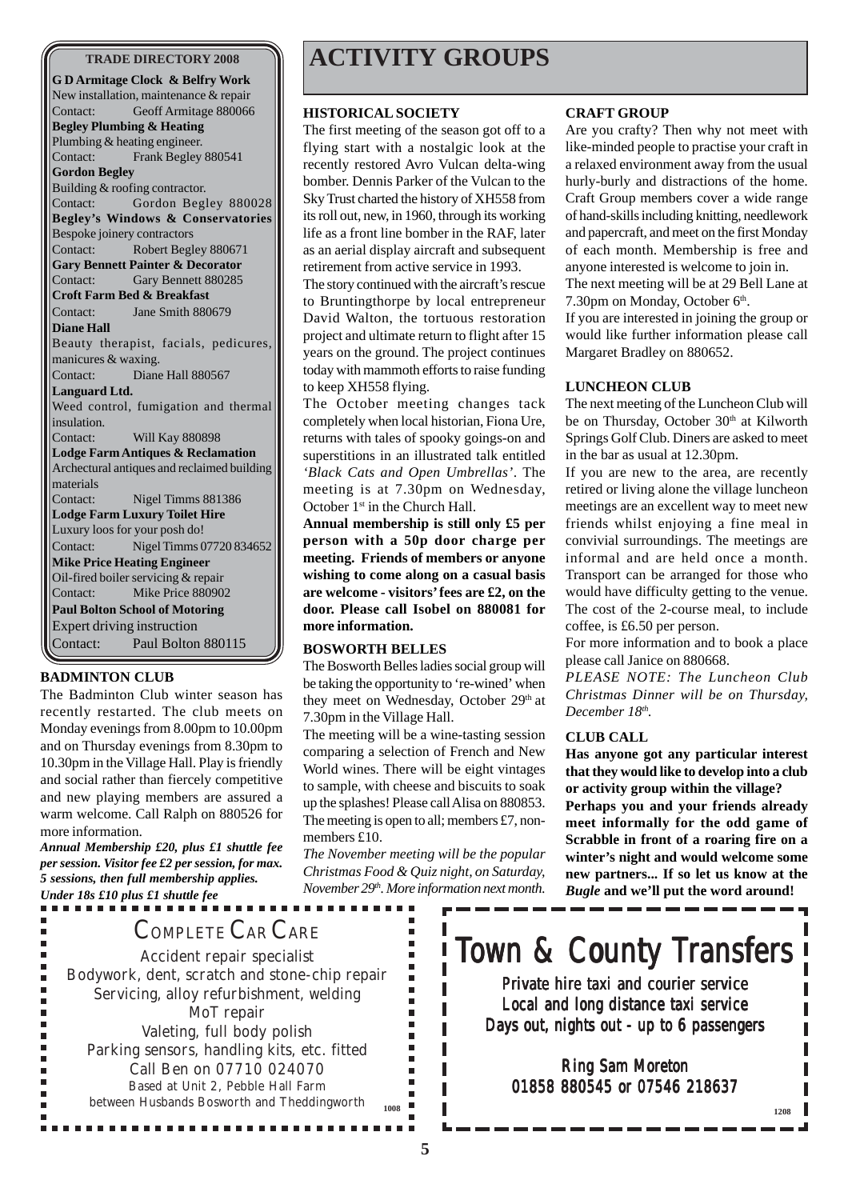## TRADE DIRECTORY 2008

**G D Armitage Clock & Belfry Work**
New installation, maintenance & repair
Contact: Geoff Armitage 880066

**Begley Plumbing & Heating**
Plumbing & heating engineer.
Contact: Frank Begley 880541

**Gordon Begley**
Building & roofing contractor.
Contact: Gordon Begley 880028

**Begley's Windows & Conservatories**
Bespoke joinery contractors
Contact: Robert Begley 880671

**Gary Bennett Painter & Decorator**
Contact: Gary Bennett 880285

**Croft Farm Bed & Breakfast**
Contact: Jane Smith 880679

**Diane Hall**
Beauty therapist, facials, pedicures, manicures & waxing.
Contact: Diane Hall 880567

**Languard Ltd.**
Weed control, fumigation and thermal insulation.
Contact: Will Kay 880898

**Lodge Farm Antiques & Reclamation**
Archectural antiques and reclaimed building materials
Contact: Nigel Timms 881386

**Lodge Farm Luxury Toilet Hire**
Luxury loos for your posh do!
Contact: Nigel Timms 07720 834652

**Mike Price Heating Engineer**
Oil-fired boiler servicing & repair
Contact: Mike Price 880902

**Paul Bolton School of Motoring**
Expert driving instruction
Contact: Paul Bolton 880115

### BADMINTON CLUB

The Badminton Club winter season has recently restarted. The club meets on Monday evenings from 8.00pm to 10.00pm and on Thursday evenings from 8.30pm to 10.30pm in the Village Hall. Play is friendly and social rather than fiercely competitive and new playing members are assured a warm welcome. Call Ralph on 880526 for more information.

***Annual Membership £20, plus £1 shuttle fee per session. Visitor fee £2 per session, for max. 5 sessions, then full membership applies. Under 18s £10 plus £1 shuttle fee***

# ACTIVITY GROUPS

### HISTORICAL SOCIETY

The first meeting of the season got off to a flying start with a nostalgic look at the recently restored Avro Vulcan delta-wing bomber. Dennis Parker of the Vulcan to the Sky Trust charted the history of XH558 from its roll out, new, in 1960, through its working life as a front line bomber in the RAF, later as an aerial display aircraft and subsequent retirement from active service in 1993.

The story continued with the aircraft's rescue to Bruntingthorpe by local entrepreneur David Walton, the tortuous restoration project and ultimate return to flight after 15 years on the ground. The project continues today with mammoth efforts to raise funding to keep XH558 flying.

The October meeting changes tack completely when local historian, Fiona Ure, returns with tales of spooky goings-on and superstitions in an illustrated talk entitled *'Black Cats and Open Umbrellas'*. The meeting is at 7.30pm on Wednesday, October 1st in the Church Hall.

**Annual membership is still only £5 per person with a 50p door charge per meeting. Friends of members or anyone wishing to come along on a casual basis are welcome - visitors' fees are £2, on the door. Please call Isobel on 880081 for more information.**

### BOSWORTH BELLES

The Bosworth Belles ladies social group will be taking the opportunity to 're-wined' when they meet on Wednesday, October 29th at 7.30pm in the Village Hall.

The meeting will be a wine-tasting session comparing a selection of French and New World wines. There will be eight vintages to sample, with cheese and biscuits to soak up the splashes! Please call Alisa on 880853. The meeting is open to all; members £7, non-members £10.

*The November meeting will be the popular Christmas Food & Quiz night, on Saturday, November 29th. More information next month.*

### CRAFT GROUP

Are you crafty? Then why not meet with like-minded people to practise your craft in a relaxed environment away from the usual hurly-burly and distractions of the home. Craft Group members cover a wide range of hand-skills including knitting, needlework and papercraft, and meet on the first Monday of each month. Membership is free and anyone interested is welcome to join in.

The next meeting will be at 29 Bell Lane at 7.30pm on Monday, October 6th.

If you are interested in joining the group or would like further information please call Margaret Bradley on 880652.

### LUNCHEON CLUB

The next meeting of the Luncheon Club will be on Thursday, October 30th at Kilworth Springs Golf Club. Diners are asked to meet in the bar as usual at 12.30pm.

If you are new to the area, are recently retired or living alone the village luncheon meetings are an excellent way to meet new friends whilst enjoying a fine meal in convivial surroundings. The meetings are informal and are held once a month. Transport can be arranged for those who would have difficulty getting to the venue. The cost of the 2-course meal, to include coffee, is £6.50 per person.

For more information and to book a place please call Janice on 880668.

*PLEASE NOTE: The Luncheon Club Christmas Dinner will be on Thursday, December 18th.*

### CLUB CALL

**Has anyone got any particular interest that they would like to develop into a club or activity group within the village?**

**Perhaps you and your friends already meet informally for the odd game of Scrabble in front of a roaring fire on a winter's night and would welcome some new partners... If so let us know at the *Bugle* and we'll put the word around!**

---

COMPLETE CAR CARE

Accident repair specialist
Bodywork, dent, scratch and stone-chip repair
Servicing, alloy refurbishment, welding
MoT repair
Valeting, full body polish
Parking sensors, handling kits, etc. fitted
Call Ben on 07710 024070
Based at Unit 2, Pebble Hall Farm
between Husbands Bosworth and Theddingworth

1008

---

Town & County Transfers

Private hire taxi and courier service
Local and long distance taxi service
Days out, nights out - up to 6 passengers

Ring Sam Moreton
01858 880545 or 07546 218637

1208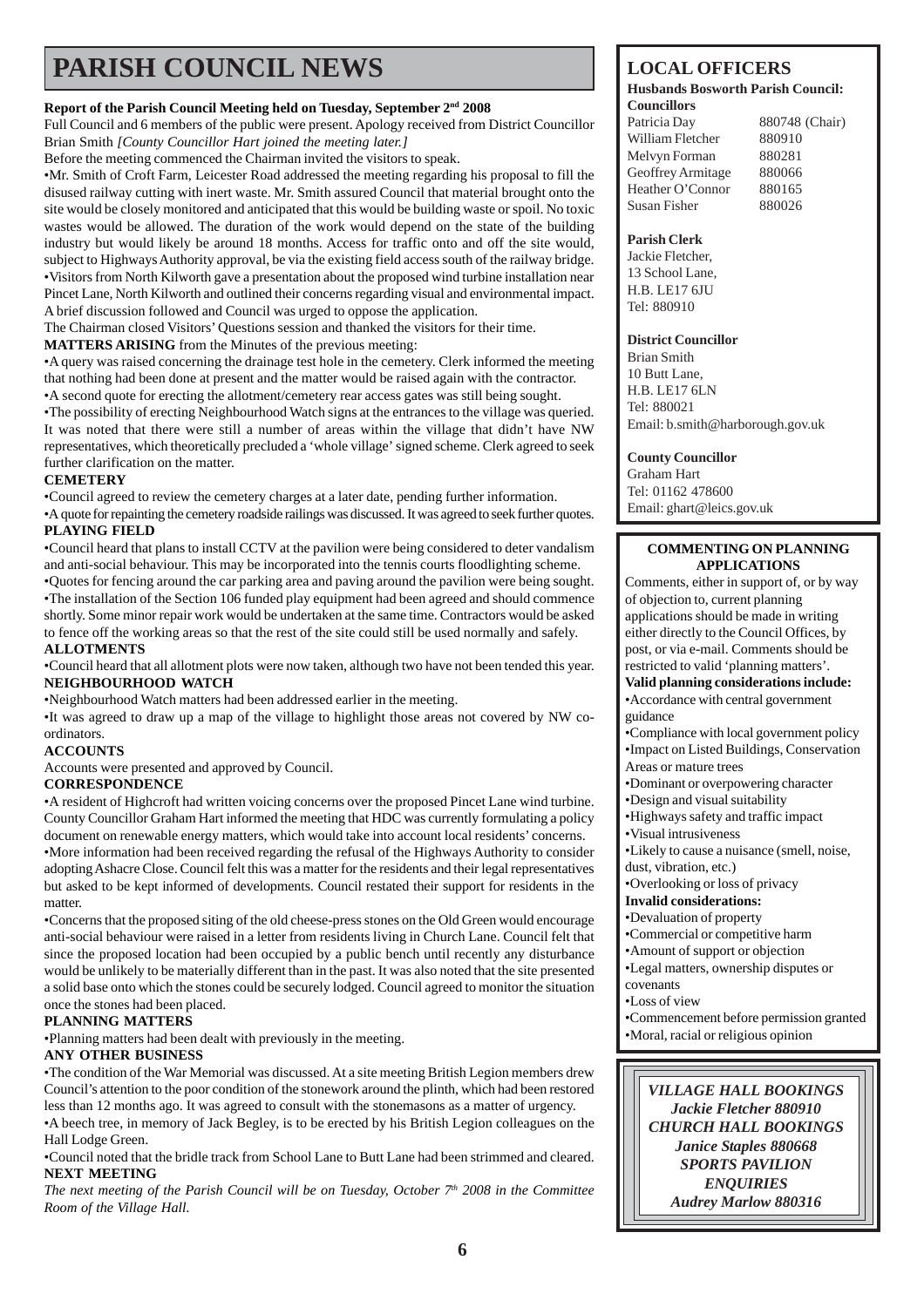# PARISH COUNCIL NEWS

**Report of the Parish Council Meeting held on Tuesday, September 2nd 2008**

Full Council and 6 members of the public were present. Apology received from District Councillor Brian Smith *[County Councillor Hart joined the meeting later.]*

Before the meeting commenced the Chairman invited the visitors to speak.

•Mr. Smith of Croft Farm, Leicester Road addressed the meeting regarding his proposal to fill the disused railway cutting with inert waste. Mr. Smith assured Council that material brought onto the site would be closely monitored and anticipated that this would be building waste or spoil. No toxic wastes would be allowed. The duration of the work would depend on the state of the building industry but would likely be around 18 months. Access for traffic onto and off the site would, subject to Highways Authority approval, be via the existing field access south of the railway bridge.

•Visitors from North Kilworth gave a presentation about the proposed wind turbine installation near Pincet Lane, North Kilworth and outlined their concerns regarding visual and environmental impact. A brief discussion followed and Council was urged to oppose the application.

The Chairman closed Visitors' Questions session and thanked the visitors for their time.

**MATTERS ARISING** from the Minutes of the previous meeting:

•A query was raised concerning the drainage test hole in the cemetery. Clerk informed the meeting that nothing had been done at present and the matter would be raised again with the contractor.

•A second quote for erecting the allotment/cemetery rear access gates was still being sought.

•The possibility of erecting Neighbourhood Watch signs at the entrances to the village was queried. It was noted that there were still a number of areas within the village that didn't have NW representatives, which theoretically precluded a 'whole village' signed scheme. Clerk agreed to seek further clarification on the matter.

**CEMETERY**

•Council agreed to review the cemetery charges at a later date, pending further information.

•A quote for repainting the cemetery roadside railings was discussed. It was agreed to seek further quotes.

**PLAYING FIELD**

•Council heard that plans to install CCTV at the pavilion were being considered to deter vandalism and anti-social behaviour. This may be incorporated into the tennis courts floodlighting scheme.

•Quotes for fencing around the car parking area and paving around the pavilion were being sought.

•The installation of the Section 106 funded play equipment had been agreed and should commence shortly. Some minor repair work would be undertaken at the same time. Contractors would be asked to fence off the working areas so that the rest of the site could still be used normally and safely.

**ALLOTMENTS**

•Council heard that all allotment plots were now taken, although two have not been tended this year.

**NEIGHBOURHOOD WATCH**

•Neighbourhood Watch matters had been addressed earlier in the meeting.

•It was agreed to draw up a map of the village to highlight those areas not covered by NW co-ordinators.

**ACCOUNTS**

Accounts were presented and approved by Council.

**CORRESPONDENCE**

•A resident of Highcroft had written voicing concerns over the proposed Pincet Lane wind turbine. County Councillor Graham Hart informed the meeting that HDC was currently formulating a policy document on renewable energy matters, which would take into account local residents' concerns.

•More information had been received regarding the refusal of the Highways Authority to consider adopting Ashacre Close. Council felt this was a matter for the residents and their legal representatives but asked to be kept informed of developments. Council restated their support for residents in the matter.

•Concerns that the proposed siting of the old cheese-press stones on the Old Green would encourage anti-social behaviour were raised in a letter from residents living in Church Lane. Council felt that since the proposed location had been occupied by a public bench until recently any disturbance would be unlikely to be materially different than in the past. It was also noted that the site presented a solid base onto which the stones could be securely lodged. Council agreed to monitor the situation once the stones had been placed.

**PLANNING MATTERS**

•Planning matters had been dealt with previously in the meeting.

**ANY OTHER BUSINESS**

•The condition of the War Memorial was discussed. At a site meeting British Legion members drew Council's attention to the poor condition of the stonework around the plinth, which had been restored less than 12 months ago. It was agreed to consult with the stonemasons as a matter of urgency.

•A beech tree, in memory of Jack Begley, is to be erected by his British Legion colleagues on the Hall Lodge Green.

•Council noted that the bridle track from School Lane to Butt Lane had been strimmed and cleared.

**NEXT MEETING**

*The next meeting of the Parish Council will be on Tuesday, October 7th 2008 in the Committee Room of the Village Hall.*

## LOCAL OFFICERS

**Husbands Bosworth Parish Council:**

**Councillors**

| | |
|---|---|
| Patricia Day | 880748 (Chair) |
| William Fletcher | 880910 |
| Melvyn Forman | 880281 |
| Geoffrey Armitage | 880066 |
| Heather O'Connor | 880165 |
| Susan Fisher | 880026 |

**Parish Clerk**

Jackie Fletcher,
13 School Lane,
H.B. LE17 6JU
Tel: 880910

**District Councillor**

Brian Smith
10 Butt Lane,
H.B. LE17 6LN
Tel: 880021
Email: b.smith@harborough.gov.uk

**County Councillor**

Graham Hart
Tel: 01162 478600
Email: ghart@leics.gov.uk

**COMMENTING ON PLANNING APPLICATIONS**

Comments, either in support of, or by way of objection to, current planning applications should be made in writing either directly to the Council Offices, by post, or via e-mail. Comments should be restricted to valid 'planning matters'.

**Valid planning considerations include:**

•Accordance with central government guidance
•Compliance with local government policy
•Impact on Listed Buildings, Conservation Areas or mature trees
•Dominant or overpowering character
•Design and visual suitability
•Highways safety and traffic impact
•Visual intrusiveness
•Likely to cause a nuisance (smell, noise, dust, vibration, etc.)
•Overlooking or loss of privacy

**Invalid considerations:**

•Devaluation of property
•Commercial or competitive harm
•Amount of support or objection
•Legal matters, ownership disputes or covenants
•Loss of view
•Commencement before permission granted
•Moral, racial or religious opinion

***VILLAGE HALL BOOKINGS***
***Jackie Fletcher 880910***
***CHURCH HALL BOOKINGS***
***Janice Staples 880668***
***SPORTS PAVILION ENQUIRIES***
***Audrey Marlow 880316***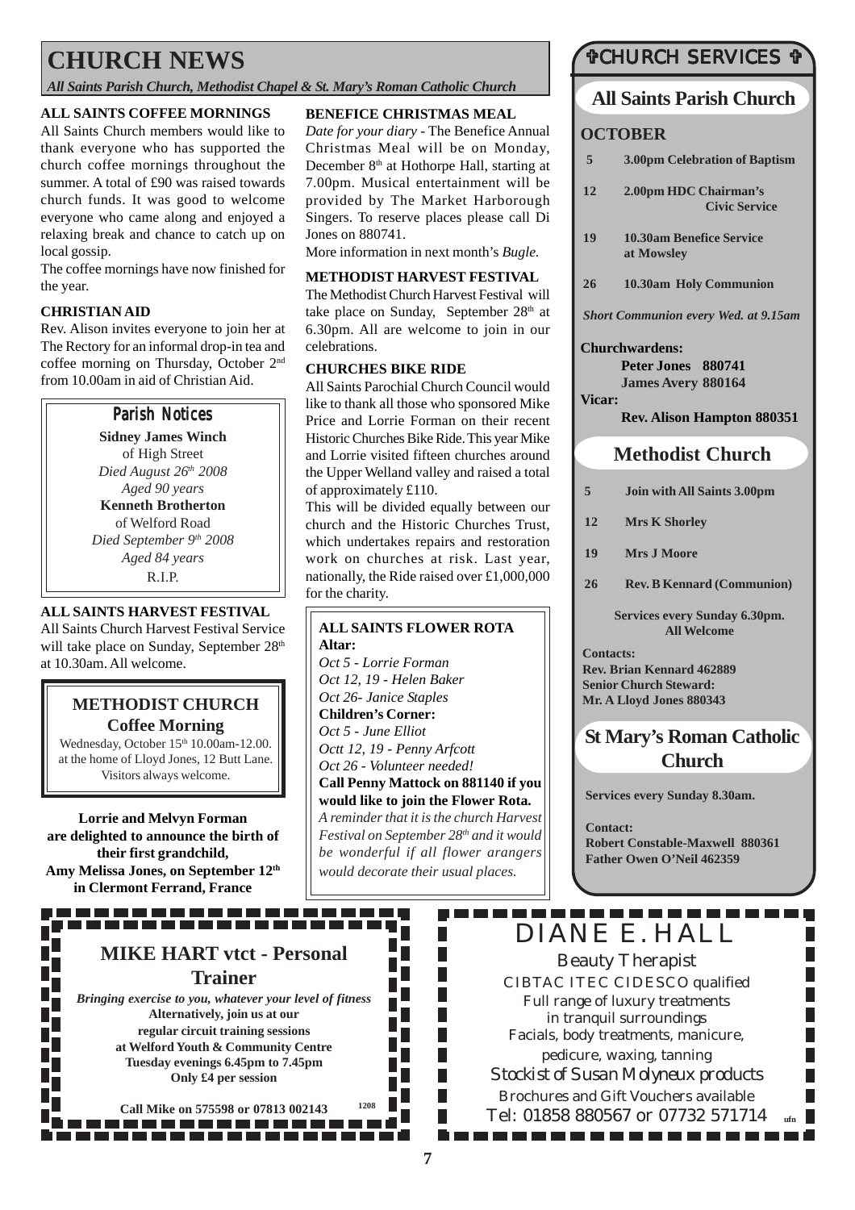# CHURCH NEWS

*All Saints Parish Church, Methodist Chapel & St. Mary's Roman Catholic Church*

### ALL SAINTS COFFEE MORNINGS

All Saints Church members would like to thank everyone who has supported the church coffee mornings throughout the summer. A total of £90 was raised towards church funds. It was good to welcome everyone who came along and enjoyed a relaxing break and chance to catch up on local gossip.

The coffee mornings have now finished for the year.

### CHRISTIAN AID

Rev. Alison invites everyone to join her at The Rectory for an informal drop-in tea and coffee morning on Thursday, October 2nd from 10.00am in aid of Christian Aid.

### Parish Notices

**Sidney James Winch**
of High Street
*Died August 26th 2008*
*Aged 90 years*

**Kenneth Brotherton**
of Welford Road
*Died September 9th 2008*
*Aged 84 years*

R.I.P.

### ALL SAINTS HARVEST FESTIVAL

All Saints Church Harvest Festival Service will take place on Sunday, September 28th at 10.30am. All welcome.

### METHODIST CHURCH

**Coffee Morning**

Wednesday, October 15th 10.00am-12.00. at the home of Lloyd Jones, 12 Butt Lane. Visitors always welcome.

**Lorrie and Melvyn Forman are delighted to announce the birth of their first grandchild, Amy Melissa Jones, on September 12th in Clermont Ferrand, France**

### BENEFICE CHRISTMAS MEAL

*Date for your diary* - The Benefice Annual Christmas Meal will be on Monday, December 8th at Hothorpe Hall, starting at 7.00pm. Musical entertainment will be provided by The Market Harborough Singers. To reserve places please call Di Jones on 880741.

More information in next month's *Bugle.*

### METHODIST HARVEST FESTIVAL

The Methodist Church Harvest Festival will take place on Sunday, September 28th at 6.30pm. All are welcome to join in our celebrations.

### CHURCHES BIKE RIDE

All Saints Parochial Church Council would like to thank all those who sponsored Mike Price and Lorrie Forman on their recent Historic Churches Bike Ride. This year Mike and Lorrie visited fifteen churches around the Upper Welland valley and raised a total of approximately £110.

This will be divided equally between our church and the Historic Churches Trust, which undertakes repairs and restoration work on churches at risk. Last year, nationally, the Ride raised over £1,000,000 for the charity.

### ALL SAINTS FLOWER ROTA

**Altar:**
*Oct 5 - Lorrie Forman*
*Oct 12, 19 - Helen Baker*
*Oct 26- Janice Staples*

**Children's Corner:**
*Oct 5 - June Elliot*
*Octt 12, 19 - Penny Arfcott*
*Oct 26 - Volunteer needed!*

**Call Penny Mattock on 881140 if you would like to join the Flower Rota.**

*A reminder that it is the church Harvest Festival on September 28th and it would be wonderful if all flower arangers would decorate their usual places.*

## CHURCH SERVICES

### All Saints Parish Church

**OCTOBER**

| | |
|---|---|
| **5** | **3.00pm Celebration of Baptism** |
| **12** | **2.00pm HDC Chairman's Civic Service** |
| **19** | **10.30am Benefice Service at Mowsley** |
| **26** | **10.30am Holy Communion** |

*Short Communion every Wed. at 9.15am*

**Churchwardens:**
**Peter Jones 880741**
**James Avery 880164**

**Vicar:**
**Rev. Alison Hampton 880351**

### Methodist Church

| | |
|---|---|
| **5** | **Join with All Saints 3.00pm** |
| **12** | **Mrs K Shorley** |
| **19** | **Mrs J Moore** |
| **26** | **Rev. B Kennard (Communion)** |

**Services every Sunday 6.30pm. All Welcome**

**Contacts:**
**Rev. Brian Kennard 462889**
**Senior Church Steward:**
**Mr. A Lloyd Jones 880343**

### St Mary's Roman Catholic Church

**Services every Sunday 8.30am.**

**Contact:**
**Robert Constable-Maxwell 880361**
**Father Owen O'Neil 462359**

---

## MIKE HART vtct - Personal Trainer

***Bringing exercise to you, whatever your level of fitness***
**Alternatively, join us at our regular circuit training sessions at Welford Youth & Community Centre Tuesday evenings 6.45pm to 7.45pm Only £4 per session**

**Call Mike on 575598 or 07813 002143**

1208

---

## DIANE E. HALL

Beauty Therapist
CIBTAC ITEC CIDESCO qualified
Full range of luxury treatments in tranquil surroundings
Facials, body treatments, manicure, pedicure, waxing, tanning
*Stockist of Susan Molyneux products*
Brochures and Gift Vouchers available
Tel: 01858 880567 or 07732 571714

ufn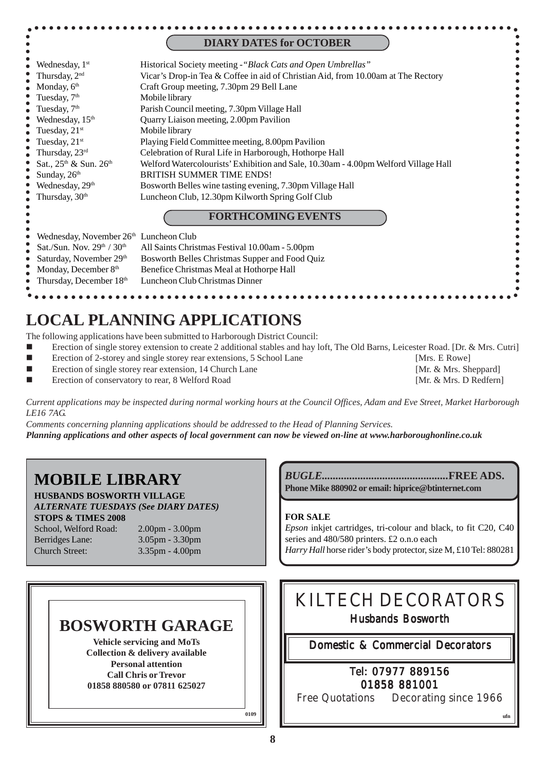## DIARY DATES for OCTOBER

| | |
|---|---|
| Wednesday, 1st | Historical Society meeting - *"Black Cats and Open Umbrellas"* |
| Thursday, 2nd | Vicar's Drop-in Tea & Coffee in aid of Christian Aid, from 10.00am at The Rectory |
| Monday, 6th | Craft Group meeting, 7.30pm 29 Bell Lane |
| Tuesday, 7th | Mobile library |
| Tuesday, 7th | Parish Council meeting, 7.30pm Village Hall |
| Wednesday, 15th | Quarry Liaison meeting, 2.00pm Pavilion |
| Tuesday, 21st | Mobile library |
| Tuesday, 21st | Playing Field Committee meeting, 8.00pm Pavilion |
| Thursday, 23rd | Celebration of Rural Life in Harborough, Hothorpe Hall |
| Sat., 25th & Sun. 26th | Welford Watercolourists' Exhibition and Sale, 10.30am - 4.00pm Welford Village Hall |
| Sunday, 26th | BRITISH SUMMER TIME ENDS! |
| Wednesday, 29th | Bosworth Belles wine tasting evening, 7.30pm Village Hall |
| Thursday, 30th | Luncheon Club, 12.30pm Kilworth Spring Golf Club |

## FORTHCOMING EVENTS

| | |
|---|---|
| Wednesday, November 26th | Luncheon Club |
| Sat./Sun. Nov. 29th / 30th | All Saints Christmas Festival 10.00am - 5.00pm |
| Saturday, November 29th | Bosworth Belles Christmas Supper and Food Quiz |
| Monday, December 8th | Benefice Christmas Meal at Hothorpe Hall |
| Thursday, December 18th | Luncheon Club Christmas Dinner |

# LOCAL PLANNING APPLICATIONS

The following applications have been submitted to Harborough District Council:

- Erection of single storey extension to create 2 additional stables and hay loft, The Old Barns, Leicester Road. [Dr. & Mrs. Cutri]
- Erection of 2-storey and single storey rear extensions, 5 School Lane [Mrs. E Rowe]
- Erection of single storey rear extension, 14 Church Lane [Mr. & Mrs. Sheppard]
- Erection of conservatory to rear, 8 Welford Road [Mr. & Mrs. D Redfern]

*Current applications may be inspected during normal working hours at the Council Offices, Adam and Eve Street, Market Harborough LE16 7AG.*

*Comments concerning planning applications should be addressed to the Head of Planning Services.*

***Planning applications and other aspects of local government can now be viewed on-line at www.harboroughonline.co.uk***

# MOBILE LIBRARY

**HUSBANDS BOSWORTH VILLAGE**
***ALTERNATE TUESDAYS (See DIARY DATES)***
**STOPS & TIMES 2008**

| | |
|---|---|
| School, Welford Road: | 2.00pm - 3.00pm |
| Berridges Lane: | 3.05pm - 3.30pm |
| Church Street: | 3.35pm - 4.00pm |

*BUGLE*.............................................**FREE ADS.**
**Phone Mike 880902 or email: hiprice@btinternet.com**

**FOR SALE**

*Epson* inkjet cartridges, tri-colour and black, to fit C20, C40 series and 480/580 printers. £2 o.n.o each

*Harry Hall* horse rider's body protector, size M, £10 Tel: 880281

# BOSWORTH GARAGE

**Vehicle servicing and MoTs**
**Collection & delivery available**
**Personal attention**
**Call Chris or Trevor**
**01858 880580 or 07811 625027**

0109

# KILTECH DECORATORS

Husbands Bosworth

Domestic & Commercial Decorators

Tel: 07977 889156
01858 881001

Free Quotations Decorating since 1966

ufn